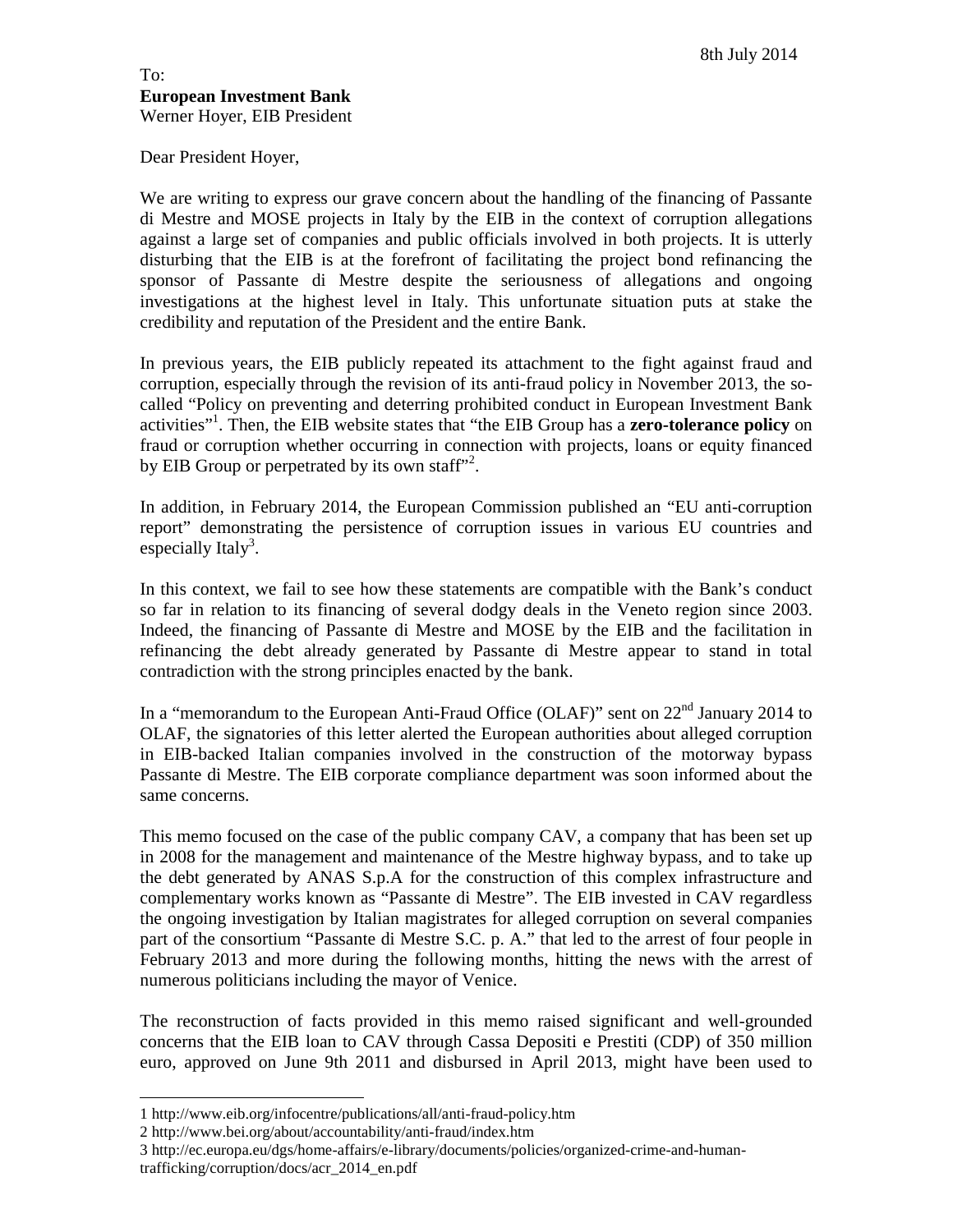8th July 2014

To:
**European Investment Bank**
Werner Hoyer, EIB President

Dear President Hoyer,

We are writing to express our grave concern about the handling of the financing of Passante di Mestre and MOSE projects in Italy by the EIB in the context of corruption allegations against a large set of companies and public officials involved in both projects. It is utterly disturbing that the EIB is at the forefront of facilitating the project bond refinancing the sponsor of Passante di Mestre despite the seriousness of allegations and ongoing investigations at the highest level in Italy. This unfortunate situation puts at stake the credibility and reputation of the President and the entire Bank.

In previous years, the EIB publicly repeated its attachment to the fight against fraud and corruption, especially through the revision of its anti-fraud policy in November 2013, the so-called "Policy on preventing and deterring prohibited conduct in European Investment Bank activities"[1]. Then, the EIB website states that "the EIB Group has a **zero-tolerance policy** on fraud or corruption whether occurring in connection with projects, loans or equity financed by EIB Group or perpetrated by its own staff"[2].

In addition, in February 2014, the European Commission published an "EU anti-corruption report" demonstrating the persistence of corruption issues in various EU countries and especially Italy[3].

In this context, we fail to see how these statements are compatible with the Bank's conduct so far in relation to its financing of several dodgy deals in the Veneto region since 2003. Indeed, the financing of Passante di Mestre and MOSE by the EIB and the facilitation in refinancing the debt already generated by Passante di Mestre appear to stand in total contradiction with the strong principles enacted by the bank.

In a "memorandum to the European Anti-Fraud Office (OLAF)" sent on 22nd January 2014 to OLAF, the signatories of this letter alerted the European authorities about alleged corruption in EIB-backed Italian companies involved in the construction of the motorway bypass Passante di Mestre. The EIB corporate compliance department was soon informed about the same concerns.

This memo focused on the case of the public company CAV, a company that has been set up in 2008 for the management and maintenance of the Mestre highway bypass, and to take up the debt generated by ANAS S.p.A for the construction of this complex infrastructure and complementary works known as "Passante di Mestre". The EIB invested in CAV regardless the ongoing investigation by Italian magistrates for alleged corruption on several companies part of the consortium "Passante di Mestre S.C. p. A." that led to the arrest of four people in February 2013 and more during the following months, hitting the news with the arrest of numerous politicians including the mayor of Venice.

The reconstruction of facts provided in this memo raised significant and well-grounded concerns that the EIB loan to CAV through Cassa Depositi e Prestiti (CDP) of 350 million euro, approved on June 9th 2011 and disbursed in April 2013, might have been used to

---

1 http://www.eib.org/infocentre/publications/all/anti-fraud-policy.htm

2 http://www.bei.org/about/accountability/anti-fraud/index.htm

3 http://ec.europa.eu/dgs/home-affairs/e-library/documents/policies/organized-crime-and-human-trafficking/corruption/docs/acr_2014_en.pdf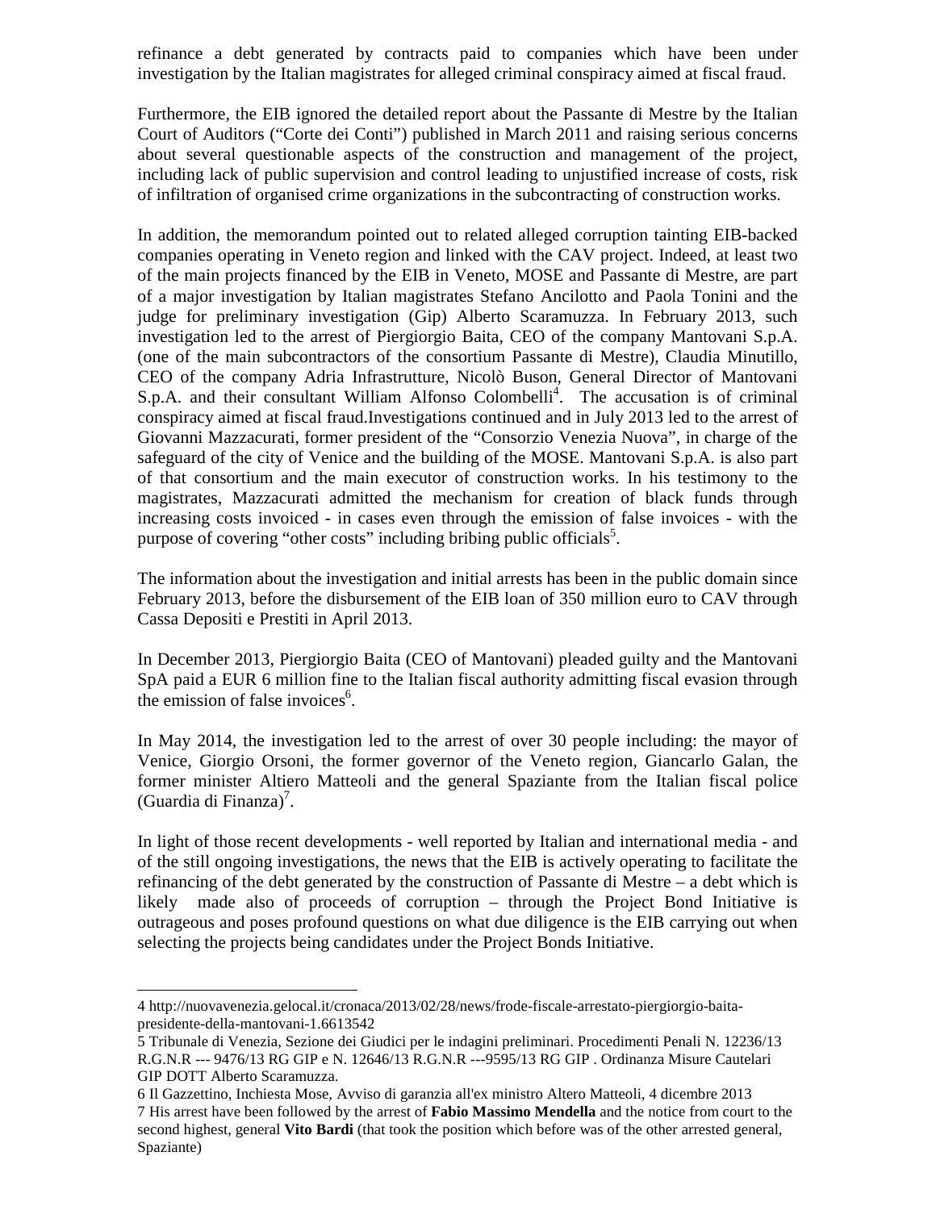refinance a debt generated by contracts paid to companies which have been under investigation by the Italian magistrates for alleged criminal conspiracy aimed at fiscal fraud.

Furthermore, the EIB ignored the detailed report about the Passante di Mestre by the Italian Court of Auditors (“Corte dei Conti”) published in March 2011 and raising serious concerns about several questionable aspects of the construction and management of the project, including lack of public supervision and control leading to unjustified increase of costs, risk of infiltration of organised crime organizations in the subcontracting of construction works.

In addition, the memorandum pointed out to related alleged corruption tainting EIB-backed companies operating in Veneto region and linked with the CAV project. Indeed, at least two of the main projects financed by the EIB in Veneto, MOSE and Passante di Mestre, are part of a major investigation by Italian magistrates Stefano Ancilotto and Paola Tonini and the judge for preliminary investigation (Gip) Alberto Scaramuzza. In February 2013, such investigation led to the arrest of Piergiorgio Baita, CEO of the company Mantovani S.p.A. (one of the main subcontractors of the consortium Passante di Mestre), Claudia Minutillo, CEO of the company Adria Infrastrutture, Nicolò Buson, General Director of Mantovani S.p.A. and their consultant William Alfonso Colombelli[4]. The accusation is of criminal conspiracy aimed at fiscal fraud.Investigations continued and in July 2013 led to the arrest of Giovanni Mazzacurati, former president of the “Consorzio Venezia Nuova”, in charge of the safeguard of the city of Venice and the building of the MOSE. Mantovani S.p.A. is also part of that consortium and the main executor of construction works. In his testimony to the magistrates, Mazzacurati admitted the mechanism for creation of black funds through increasing costs invoiced - in cases even through the emission of false invoices - with the purpose of covering “other costs” including bribing public officials[5].

The information about the investigation and initial arrests has been in the public domain since February 2013, before the disbursement of the EIB loan of 350 million euro to CAV through Cassa Depositi e Prestiti in April 2013.

In December 2013, Piergiorgio Baita (CEO of Mantovani) pleaded guilty and the Mantovani SpA paid a EUR 6 million fine to the Italian fiscal authority admitting fiscal evasion through the emission of false invoices[6].

In May 2014, the investigation led to the arrest of over 30 people including: the mayor of Venice, Giorgio Orsoni, the former governor of the Veneto region, Giancarlo Galan, the former minister Altiero Matteoli and the general Spaziante from the Italian fiscal police (Guardia di Finanza)[7].

In light of those recent developments - well reported by Italian and international media - and of the still ongoing investigations, the news that the EIB is actively operating to facilitate the refinancing of the debt generated by the construction of Passante di Mestre – a debt which is likely made also of proceeds of corruption – through the Project Bond Initiative is outrageous and poses profound questions on what due diligence is the EIB carrying out when selecting the projects being candidates under the Project Bonds Initiative.

---

4 http://nuovavenezia.gelocal.it/cronaca/2013/02/28/news/frode-fiscale-arrestato-piergiorgio-baita-presidente-della-mantovani-1.6613542

5 Tribunale di Venezia, Sezione dei Giudici per le indagini preliminari. Procedimenti Penali N. 12236/13 R.G.N.R --- 9476/13 RG GIP e N. 12646/13 R.G.N.R ---9595/13 RG GIP . Ordinanza Misure Cautelari GIP DOTT Alberto Scaramuzza.

6 Il Gazzettino, Inchiesta Mose, Avviso di garanzia all'ex ministro Altero Matteoli, 4 dicembre 2013

7 His arrest have been followed by the arrest of **Fabio Massimo Mendella** and the notice from court to the second highest, general **Vito Bardi** (that took the position which before was of the other arrested general, Spaziante)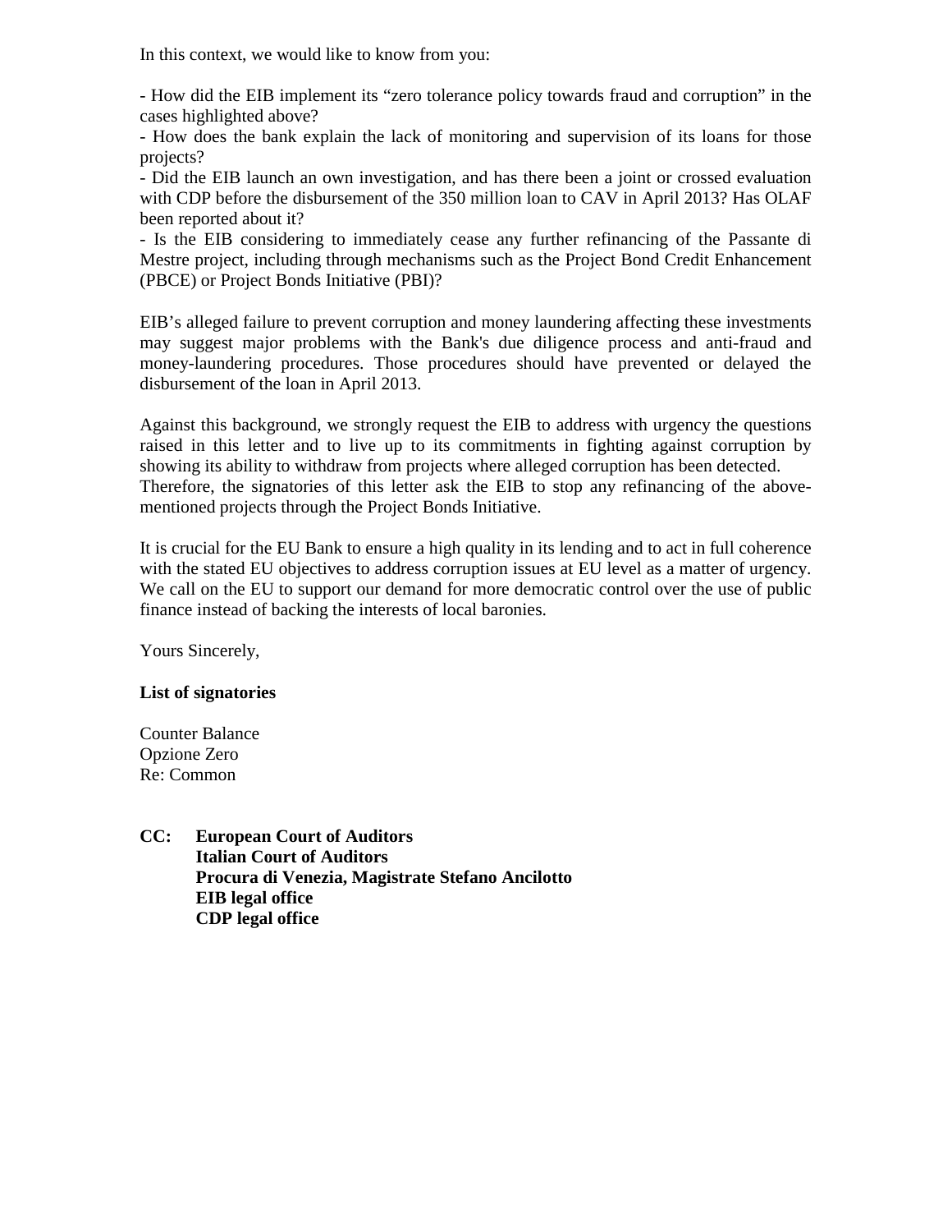In this context, we would like to know from you:

- How did the EIB implement its "zero tolerance policy towards fraud and corruption" in the cases highlighted above?
- How does the bank explain the lack of monitoring and supervision of its loans for those projects?
- Did the EIB launch an own investigation, and has there been a joint or crossed evaluation with CDP before the disbursement of the 350 million loan to CAV in April 2013? Has OLAF been reported about it?
- Is the EIB considering to immediately cease any further refinancing of the Passante di Mestre project, including through mechanisms such as the Project Bond Credit Enhancement (PBCE) or Project Bonds Initiative (PBI)?

EIB's alleged failure to prevent corruption and money laundering affecting these investments may suggest major problems with the Bank's due diligence process and anti-fraud and money-laundering procedures. Those procedures should have prevented or delayed the disbursement of the loan in April 2013.

Against this background, we strongly request the EIB to address with urgency the questions raised in this letter and to live up to its commitments in fighting against corruption by showing its ability to withdraw from projects where alleged corruption has been detected.
Therefore, the signatories of this letter ask the EIB to stop any refinancing of the above-mentioned projects through the Project Bonds Initiative.

It is crucial for the EU Bank to ensure a high quality in its lending and to act in full coherence with the stated EU objectives to address corruption issues at EU level as a matter of urgency. We call on the EU to support our demand for more democratic control over the use of public finance instead of backing the interests of local baronies.

Yours Sincerely,

**List of signatories**

Counter Balance
Opzione Zero
Re: Common

**CC: European Court of Auditors**
**Italian Court of Auditors**
**Procura di Venezia, Magistrate Stefano Ancilotto**
**EIB legal office**
**CDP legal office**